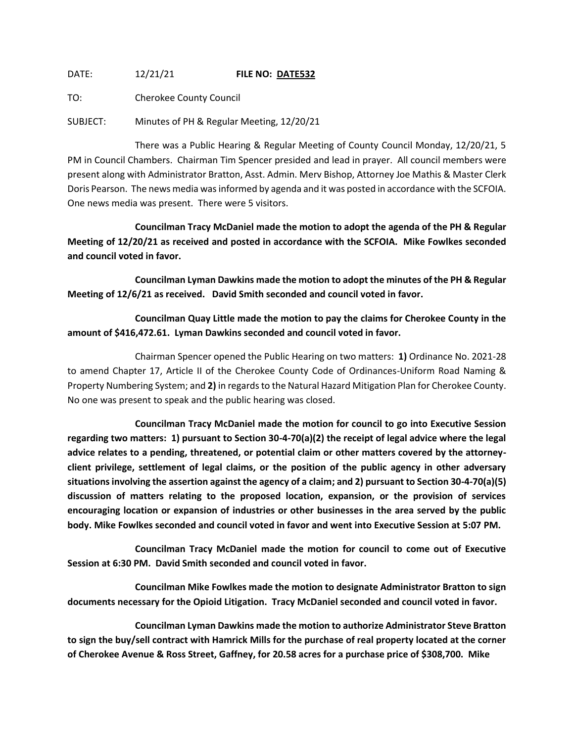DATE: 12/21/21 **FILE NO: DATE532**

TO: Cherokee County Council

SUBJECT: Minutes of PH & Regular Meeting, 12/20/21

There was a Public Hearing & Regular Meeting of County Council Monday, 12/20/21, 5 PM in Council Chambers. Chairman Tim Spencer presided and lead in prayer. All council members were present along with Administrator Bratton, Asst. Admin. Merv Bishop, Attorney Joe Mathis & Master Clerk Doris Pearson. The news media was informed by agenda and it was posted in accordance with the SCFOIA. One news media was present. There were 5 visitors.

**Councilman Tracy McDaniel made the motion to adopt the agenda of the PH & Regular Meeting of 12/20/21 as received and posted in accordance with the SCFOIA. Mike Fowlkes seconded and council voted in favor.**

**Councilman Lyman Dawkins made the motion to adopt the minutes of the PH & Regular Meeting of 12/6/21 as received. David Smith seconded and council voted in favor.**

**Councilman Quay Little made the motion to pay the claims for Cherokee County in the amount of $416,472.61. Lyman Dawkins seconded and council voted in favor.**

Chairman Spencer opened the Public Hearing on two matters: **1)** Ordinance No. 2021-28 to amend Chapter 17, Article II of the Cherokee County Code of Ordinances-Uniform Road Naming & Property Numbering System; and **2)** in regards to the Natural Hazard Mitigation Plan for Cherokee County. No one was present to speak and the public hearing was closed.

**Councilman Tracy McDaniel made the motion for council to go into Executive Session regarding two matters: 1) pursuant to Section 30-4-70(a)(2) the receipt of legal advice where the legal advice relates to a pending, threatened, or potential claim or other matters covered by the attorney-client privilege, settlement of legal claims, or the position of the public agency in other adversary situations involving the assertion against the agency of a claim; and 2) pursuant to Section 30-4-70(a)(5) discussion of matters relating to the proposed location, expansion, or the provision of services encouraging location or expansion of industries or other businesses in the area served by the public body. Mike Fowlkes seconded and council voted in favor and went into Executive Session at 5:07 PM.**

**Councilman Tracy McDaniel made the motion for council to come out of Executive Session at 6:30 PM. David Smith seconded and council voted in favor.**

**Councilman Mike Fowlkes made the motion to designate Administrator Bratton to sign documents necessary for the Opioid Litigation. Tracy McDaniel seconded and council voted in favor.**

**Councilman Lyman Dawkins made the motion to authorize Administrator Steve Bratton to sign the buy/sell contract with Hamrick Mills for the purchase of real property located at the corner of Cherokee Avenue & Ross Street, Gaffney, for 20.58 acres for a purchase price of $308,700. Mike**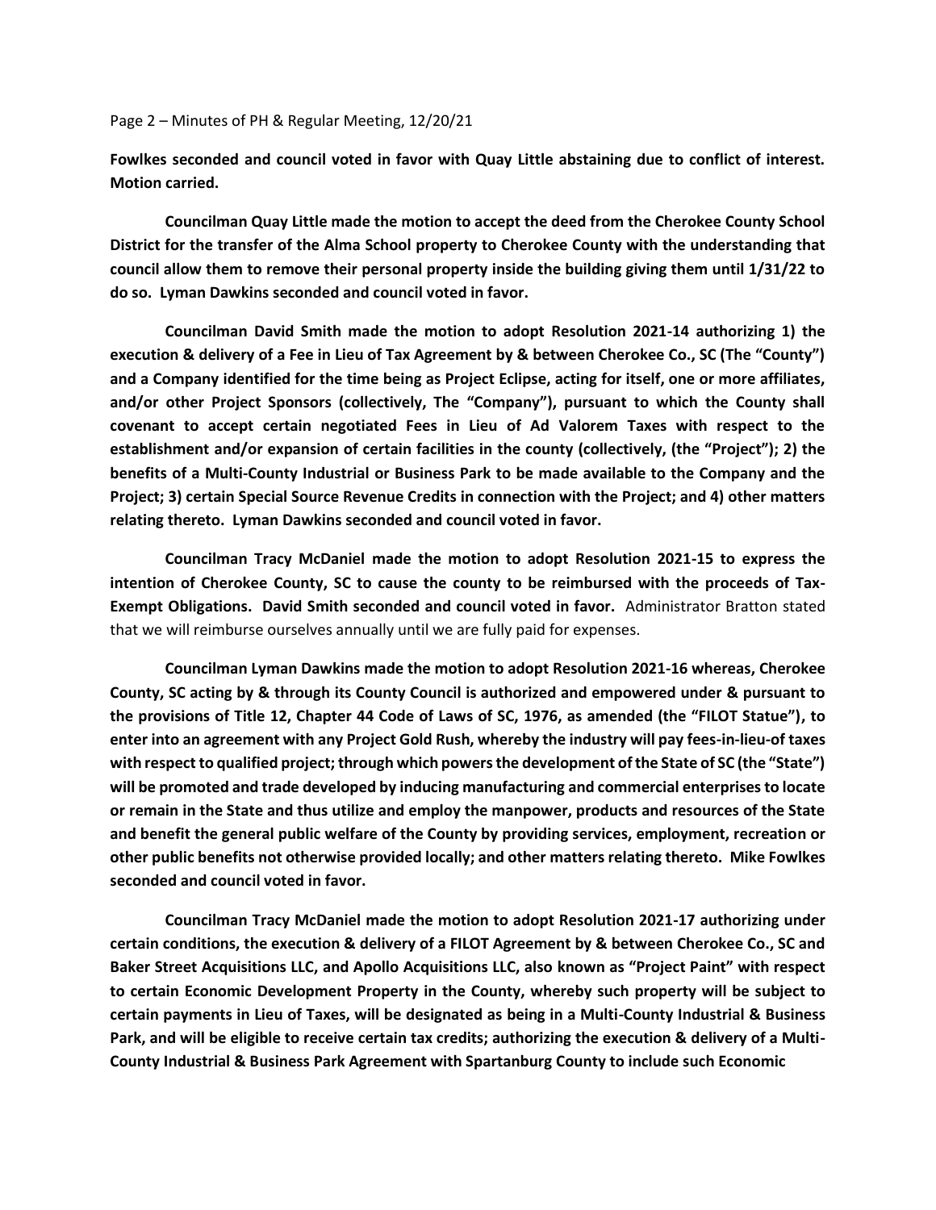**Fowlkes seconded and council voted in favor with Quay Little abstaining due to conflict of interest. Motion carried.**

**Councilman Quay Little made the motion to accept the deed from the Cherokee County School District for the transfer of the Alma School property to Cherokee County with the understanding that council allow them to remove their personal property inside the building giving them until 1/31/22 to do so. Lyman Dawkins seconded and council voted in favor.**

**Councilman David Smith made the motion to adopt Resolution 2021-14 authorizing 1) the execution & delivery of a Fee in Lieu of Tax Agreement by & between Cherokee Co., SC (The "County") and a Company identified for the time being as Project Eclipse, acting for itself, one or more affiliates, and/or other Project Sponsors (collectively, The "Company"), pursuant to which the County shall covenant to accept certain negotiated Fees in Lieu of Ad Valorem Taxes with respect to the establishment and/or expansion of certain facilities in the county (collectively, (the "Project"); 2) the benefits of a Multi-County Industrial or Business Park to be made available to the Company and the Project; 3) certain Special Source Revenue Credits in connection with the Project; and 4) other matters relating thereto. Lyman Dawkins seconded and council voted in favor.**

**Councilman Tracy McDaniel made the motion to adopt Resolution 2021-15 to express the intention of Cherokee County, SC to cause the county to be reimbursed with the proceeds of Tax-Exempt Obligations. David Smith seconded and council voted in favor.** Administrator Bratton stated that we will reimburse ourselves annually until we are fully paid for expenses.

**Councilman Lyman Dawkins made the motion to adopt Resolution 2021-16 whereas, Cherokee County, SC acting by & through its County Council is authorized and empowered under & pursuant to the provisions of Title 12, Chapter 44 Code of Laws of SC, 1976, as amended (the "FILOT Statue"), to enter into an agreement with any Project Gold Rush, whereby the industry will pay fees-in-lieu-of taxes with respect to qualified project; through which powers the development of the State of SC (the "State") will be promoted and trade developed by inducing manufacturing and commercial enterprises to locate or remain in the State and thus utilize and employ the manpower, products and resources of the State and benefit the general public welfare of the County by providing services, employment, recreation or other public benefits not otherwise provided locally; and other matters relating thereto. Mike Fowlkes seconded and council voted in favor.**

**Councilman Tracy McDaniel made the motion to adopt Resolution 2021-17 authorizing under certain conditions, the execution & delivery of a FILOT Agreement by & between Cherokee Co., SC and Baker Street Acquisitions LLC, and Apollo Acquisitions LLC, also known as "Project Paint" with respect to certain Economic Development Property in the County, whereby such property will be subject to certain payments in Lieu of Taxes, will be designated as being in a Multi-County Industrial & Business Park, and will be eligible to receive certain tax credits; authorizing the execution & delivery of a Multi-County Industrial & Business Park Agreement with Spartanburg County to include such Economic**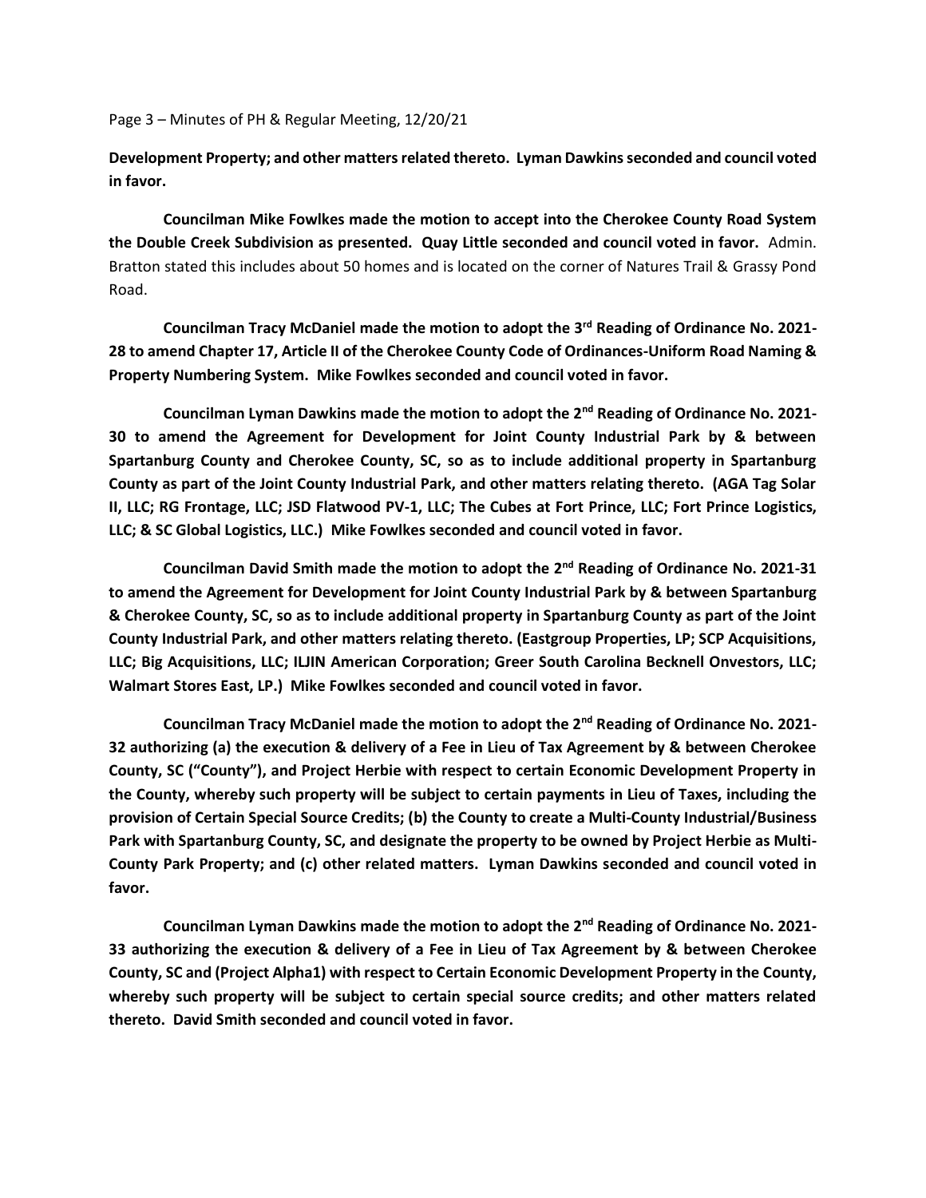**Development Property; and other matters related thereto. Lyman Dawkins seconded and council voted in favor.**

**Councilman Mike Fowlkes made the motion to accept into the Cherokee County Road System the Double Creek Subdivision as presented. Quay Little seconded and council voted in favor.** Admin. Bratton stated this includes about 50 homes and is located on the corner of Natures Trail & Grassy Pond Road.

**Councilman Tracy McDaniel made the motion to adopt the 3rd Reading of Ordinance No. 2021-28 to amend Chapter 17, Article II of the Cherokee County Code of Ordinances-Uniform Road Naming & Property Numbering System. Mike Fowlkes seconded and council voted in favor.**

**Councilman Lyman Dawkins made the motion to adopt the 2nd Reading of Ordinance No. 2021-30 to amend the Agreement for Development for Joint County Industrial Park by & between Spartanburg County and Cherokee County, SC, so as to include additional property in Spartanburg County as part of the Joint County Industrial Park, and other matters relating thereto. (AGA Tag Solar II, LLC; RG Frontage, LLC; JSD Flatwood PV-1, LLC; The Cubes at Fort Prince, LLC; Fort Prince Logistics, LLC; & SC Global Logistics, LLC.) Mike Fowlkes seconded and council voted in favor.**

**Councilman David Smith made the motion to adopt the 2nd Reading of Ordinance No. 2021-31 to amend the Agreement for Development for Joint County Industrial Park by & between Spartanburg & Cherokee County, SC, so as to include additional property in Spartanburg County as part of the Joint County Industrial Park, and other matters relating thereto. (Eastgroup Properties, LP; SCP Acquisitions, LLC; Big Acquisitions, LLC; ILJIN American Corporation; Greer South Carolina Becknell Onvestors, LLC; Walmart Stores East, LP.) Mike Fowlkes seconded and council voted in favor.**

**Councilman Tracy McDaniel made the motion to adopt the 2nd Reading of Ordinance No. 2021-32 authorizing (a) the execution & delivery of a Fee in Lieu of Tax Agreement by & between Cherokee County, SC ("County"), and Project Herbie with respect to certain Economic Development Property in the County, whereby such property will be subject to certain payments in Lieu of Taxes, including the provision of Certain Special Source Credits; (b) the County to create a Multi-County Industrial/Business Park with Spartanburg County, SC, and designate the property to be owned by Project Herbie as Multi-County Park Property; and (c) other related matters. Lyman Dawkins seconded and council voted in favor.**

**Councilman Lyman Dawkins made the motion to adopt the 2nd Reading of Ordinance No. 2021-33 authorizing the execution & delivery of a Fee in Lieu of Tax Agreement by & between Cherokee County, SC and (Project Alpha1) with respect to Certain Economic Development Property in the County, whereby such property will be subject to certain special source credits; and other matters related thereto. David Smith seconded and council voted in favor.**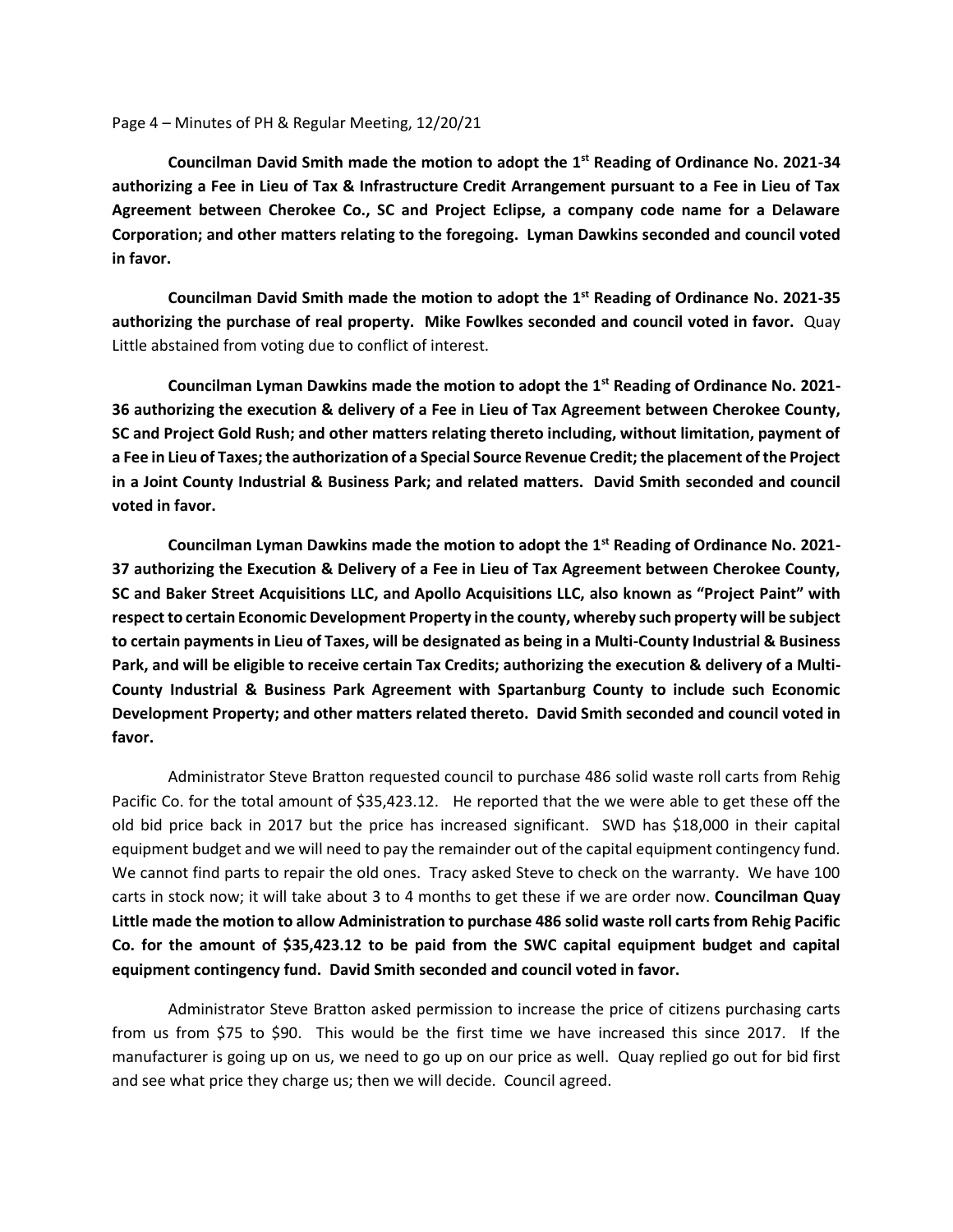**Councilman David Smith made the motion to adopt the 1st Reading of Ordinance No. 2021-34 authorizing a Fee in Lieu of Tax & Infrastructure Credit Arrangement pursuant to a Fee in Lieu of Tax Agreement between Cherokee Co., SC and Project Eclipse, a company code name for a Delaware Corporation; and other matters relating to the foregoing. Lyman Dawkins seconded and council voted in favor.**

**Councilman David Smith made the motion to adopt the 1st Reading of Ordinance No. 2021-35 authorizing the purchase of real property. Mike Fowlkes seconded and council voted in favor.** Quay Little abstained from voting due to conflict of interest.

**Councilman Lyman Dawkins made the motion to adopt the 1st Reading of Ordinance No. 2021-36 authorizing the execution & delivery of a Fee in Lieu of Tax Agreement between Cherokee County, SC and Project Gold Rush; and other matters relating thereto including, without limitation, payment of a Fee in Lieu of Taxes; the authorization of a Special Source Revenue Credit; the placement of the Project in a Joint County Industrial & Business Park; and related matters. David Smith seconded and council voted in favor.**

**Councilman Lyman Dawkins made the motion to adopt the 1st Reading of Ordinance No. 2021-37 authorizing the Execution & Delivery of a Fee in Lieu of Tax Agreement between Cherokee County, SC and Baker Street Acquisitions LLC, and Apollo Acquisitions LLC, also known as "Project Paint" with respect to certain Economic Development Property in the county, whereby such property will be subject to certain payments in Lieu of Taxes, will be designated as being in a Multi-County Industrial & Business Park, and will be eligible to receive certain Tax Credits; authorizing the execution & delivery of a Multi-County Industrial & Business Park Agreement with Spartanburg County to include such Economic Development Property; and other matters related thereto. David Smith seconded and council voted in favor.**

Administrator Steve Bratton requested council to purchase 486 solid waste roll carts from Rehig Pacific Co. for the total amount of $35,423.12. He reported that the we were able to get these off the old bid price back in 2017 but the price has increased significant. SWD has $18,000 in their capital equipment budget and we will need to pay the remainder out of the capital equipment contingency fund. We cannot find parts to repair the old ones. Tracy asked Steve to check on the warranty. We have 100 carts in stock now; it will take about 3 to 4 months to get these if we are order now. **Councilman Quay Little made the motion to allow Administration to purchase 486 solid waste roll carts from Rehig Pacific Co. for the amount of $35,423.12 to be paid from the SWC capital equipment budget and capital equipment contingency fund. David Smith seconded and council voted in favor.**

Administrator Steve Bratton asked permission to increase the price of citizens purchasing carts from us from $75 to $90. This would be the first time we have increased this since 2017. If the manufacturer is going up on us, we need to go up on our price as well. Quay replied go out for bid first and see what price they charge us; then we will decide. Council agreed.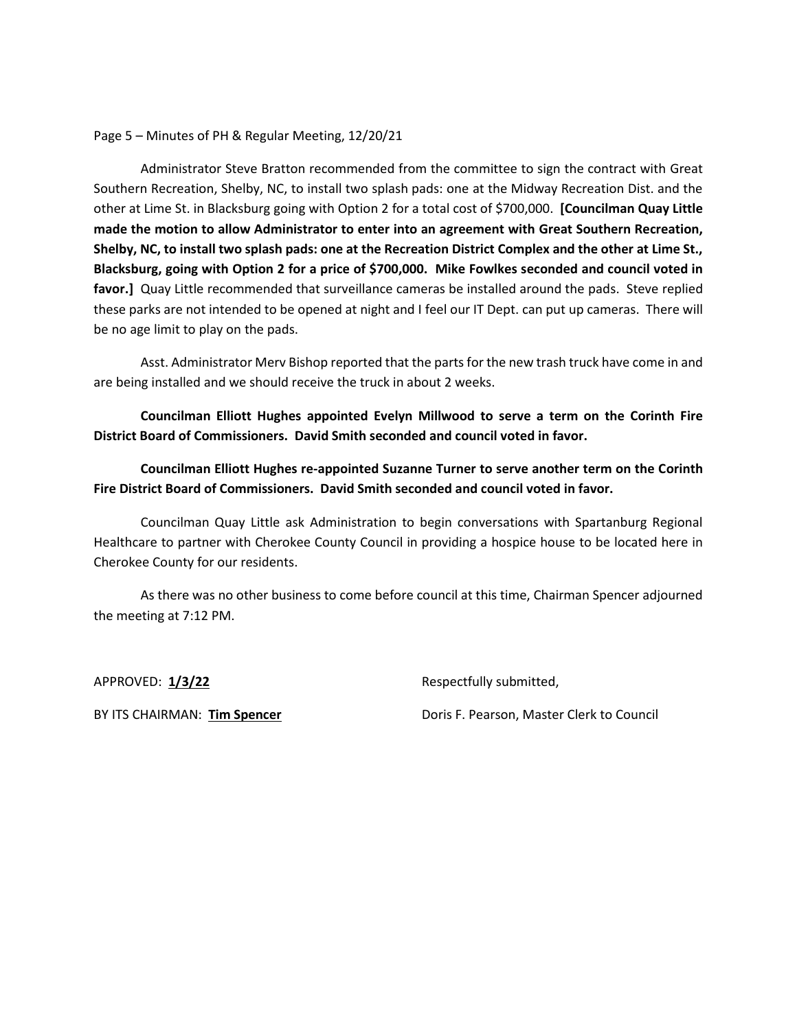Administrator Steve Bratton recommended from the committee to sign the contract with Great Southern Recreation, Shelby, NC, to install two splash pads: one at the Midway Recreation Dist. and the other at Lime St. in Blacksburg going with Option 2 for a total cost of $700,000. **[Councilman Quay Little made the motion to allow Administrator to enter into an agreement with Great Southern Recreation, Shelby, NC, to install two splash pads: one at the Recreation District Complex and the other at Lime St., Blacksburg, going with Option 2 for a price of $700,000. Mike Fowlkes seconded and council voted in favor.]** Quay Little recommended that surveillance cameras be installed around the pads. Steve replied these parks are not intended to be opened at night and I feel our IT Dept. can put up cameras. There will be no age limit to play on the pads.

Asst. Administrator Merv Bishop reported that the parts for the new trash truck have come in and are being installed and we should receive the truck in about 2 weeks.

**Councilman Elliott Hughes appointed Evelyn Millwood to serve a term on the Corinth Fire District Board of Commissioners. David Smith seconded and council voted in favor.**

**Councilman Elliott Hughes re-appointed Suzanne Turner to serve another term on the Corinth Fire District Board of Commissioners. David Smith seconded and council voted in favor.**

Councilman Quay Little ask Administration to begin conversations with Spartanburg Regional Healthcare to partner with Cherokee County Council in providing a hospice house to be located here in Cherokee County for our residents.

As there was no other business to come before council at this time, Chairman Spencer adjourned the meeting at 7:12 PM.

APPROVED: **1/3/22**

BY ITS CHAIRMAN: **Tim Spencer**

Respectfully submitted,

Doris F. Pearson, Master Clerk to Council